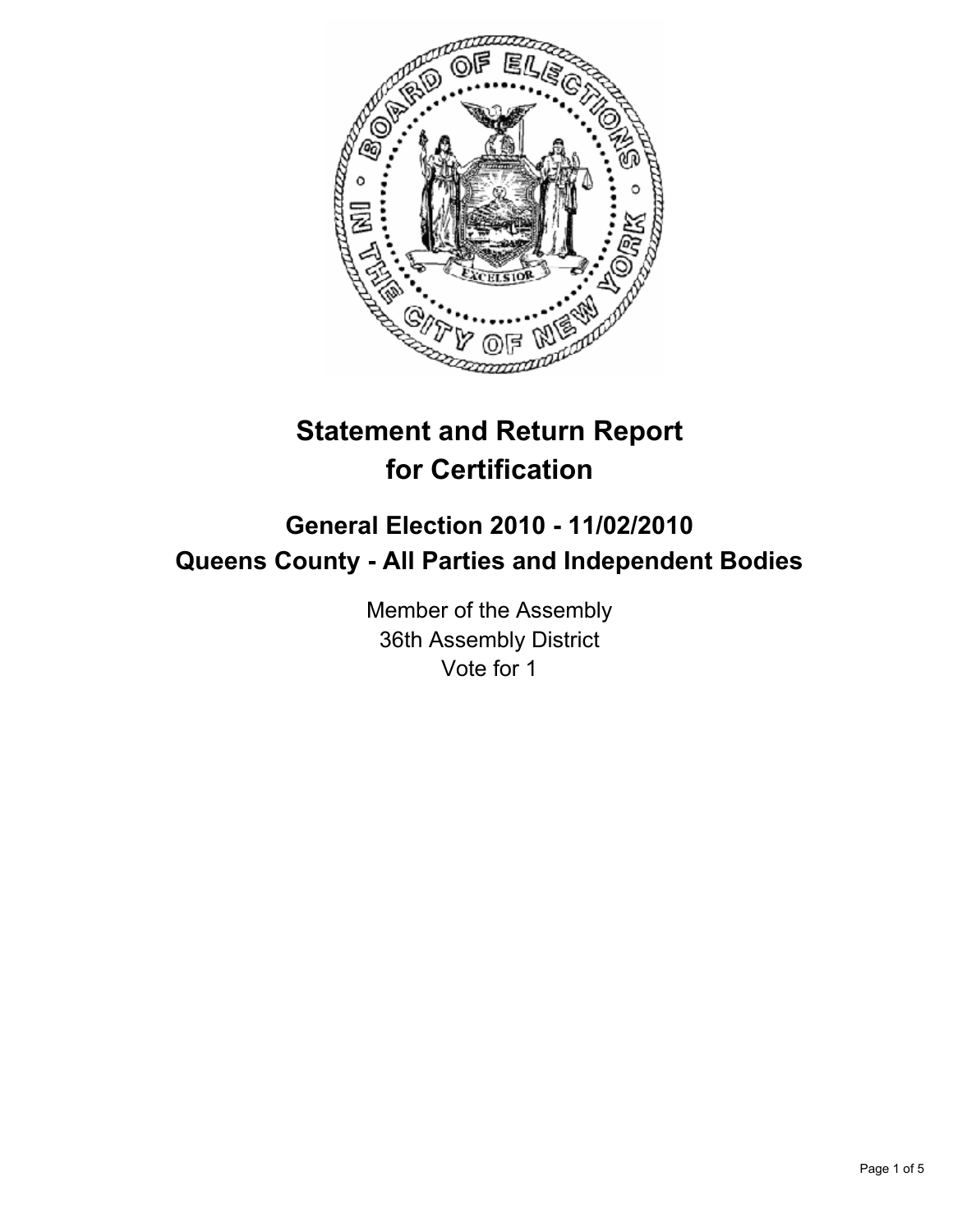# Statement and Return Report for Certification

## General Election 2010 - 11/02/2010
## Queens County - All Parties and Independent Bodies

Member of the Assembly
36th Assembly District
Vote for 1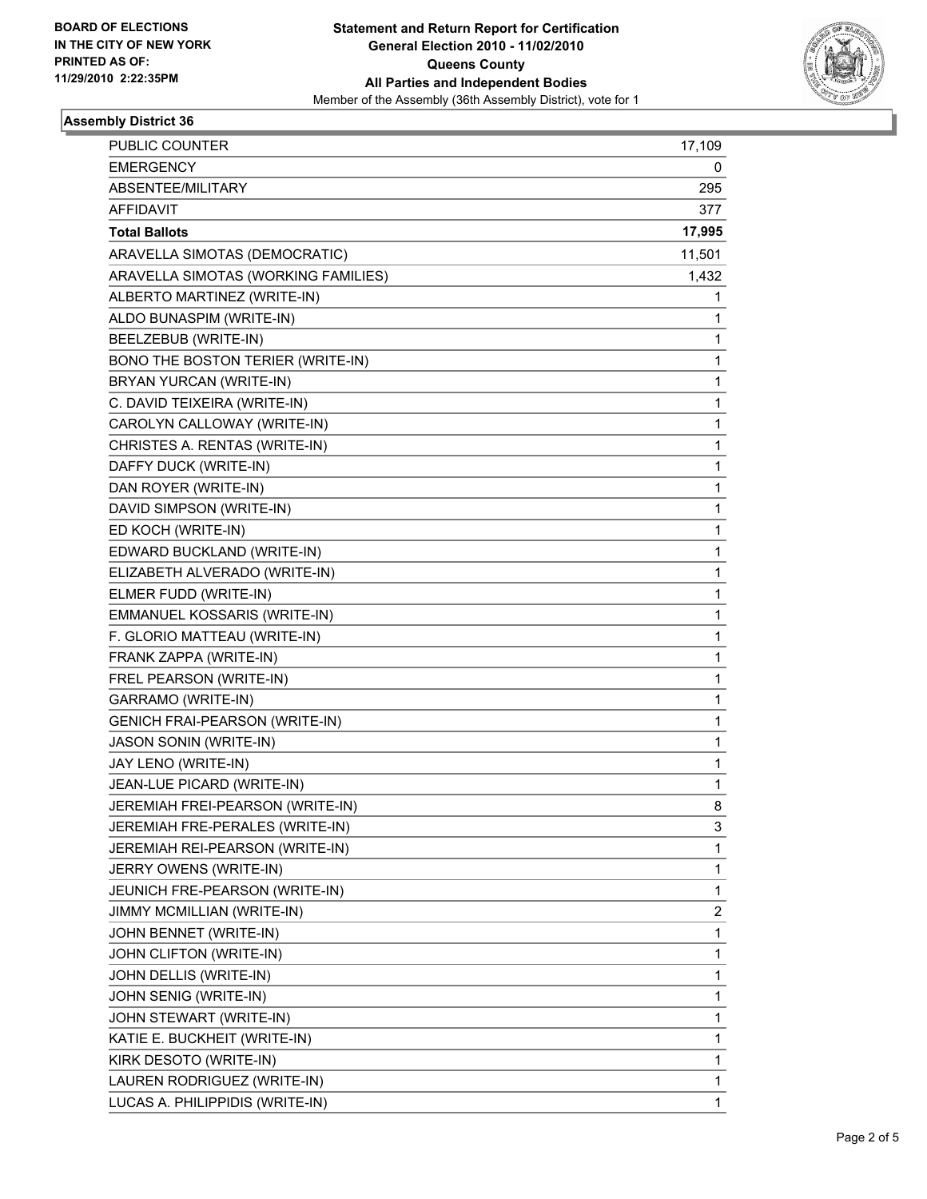**Statement and Return Report for Certification**
**General Election 2010 - 11/02/2010**
**Queens County**
**All Parties and Independent Bodies**
Member of the Assembly (36th Assembly District), vote for 1

BOARD OF ELECTIONS
IN THE CITY OF NEW YORK
PRINTED AS OF:
11/29/2010 2:22:35PM

## Assembly District 36

| | |
|---|---|
| PUBLIC COUNTER | 17,109 |
| EMERGENCY | 0 |
| ABSENTEE/MILITARY | 295 |
| AFFIDAVIT | 377 |
| **Total Ballots** | **17,995** |
| ARAVELLA SIMOTAS (DEMOCRATIC) | 11,501 |
| ARAVELLA SIMOTAS (WORKING FAMILIES) | 1,432 |
| ALBERTO MARTINEZ (WRITE-IN) | 1 |
| ALDO BUNASPIM (WRITE-IN) | 1 |
| BEELZEBUB (WRITE-IN) | 1 |
| BONO THE BOSTON TERIER (WRITE-IN) | 1 |
| BRYAN YURCAN (WRITE-IN) | 1 |
| C. DAVID TEIXEIRA (WRITE-IN) | 1 |
| CAROLYN CALLOWAY (WRITE-IN) | 1 |
| CHRISTES A. RENTAS (WRITE-IN) | 1 |
| DAFFY DUCK (WRITE-IN) | 1 |
| DAN ROYER (WRITE-IN) | 1 |
| DAVID SIMPSON (WRITE-IN) | 1 |
| ED KOCH (WRITE-IN) | 1 |
| EDWARD BUCKLAND (WRITE-IN) | 1 |
| ELIZABETH ALVERADO (WRITE-IN) | 1 |
| ELMER FUDD (WRITE-IN) | 1 |
| EMMANUEL KOSSARIS (WRITE-IN) | 1 |
| F. GLORIO MATTEAU (WRITE-IN) | 1 |
| FRANK ZAPPA (WRITE-IN) | 1 |
| FREL PEARSON (WRITE-IN) | 1 |
| GARRAMO (WRITE-IN) | 1 |
| GENICH FRAI-PEARSON (WRITE-IN) | 1 |
| JASON SONIN (WRITE-IN) | 1 |
| JAY LENO (WRITE-IN) | 1 |
| JEAN-LUE PICARD (WRITE-IN) | 1 |
| JEREMIAH FREI-PEARSON (WRITE-IN) | 8 |
| JEREMIAH FRE-PERALES (WRITE-IN) | 3 |
| JEREMIAH REI-PEARSON (WRITE-IN) | 1 |
| JERRY OWENS (WRITE-IN) | 1 |
| JEUNICH FRE-PEARSON (WRITE-IN) | 1 |
| JIMMY MCMILLIAN (WRITE-IN) | 2 |
| JOHN BENNET (WRITE-IN) | 1 |
| JOHN CLIFTON (WRITE-IN) | 1 |
| JOHN DELLIS (WRITE-IN) | 1 |
| JOHN SENIG (WRITE-IN) | 1 |
| JOHN STEWART (WRITE-IN) | 1 |
| KATIE E. BUCKHEIT (WRITE-IN) | 1 |
| KIRK DESOTO (WRITE-IN) | 1 |
| LAUREN RODRIGUEZ (WRITE-IN) | 1 |
| LUCAS A. PHILIPPIDIS (WRITE-IN) | 1 |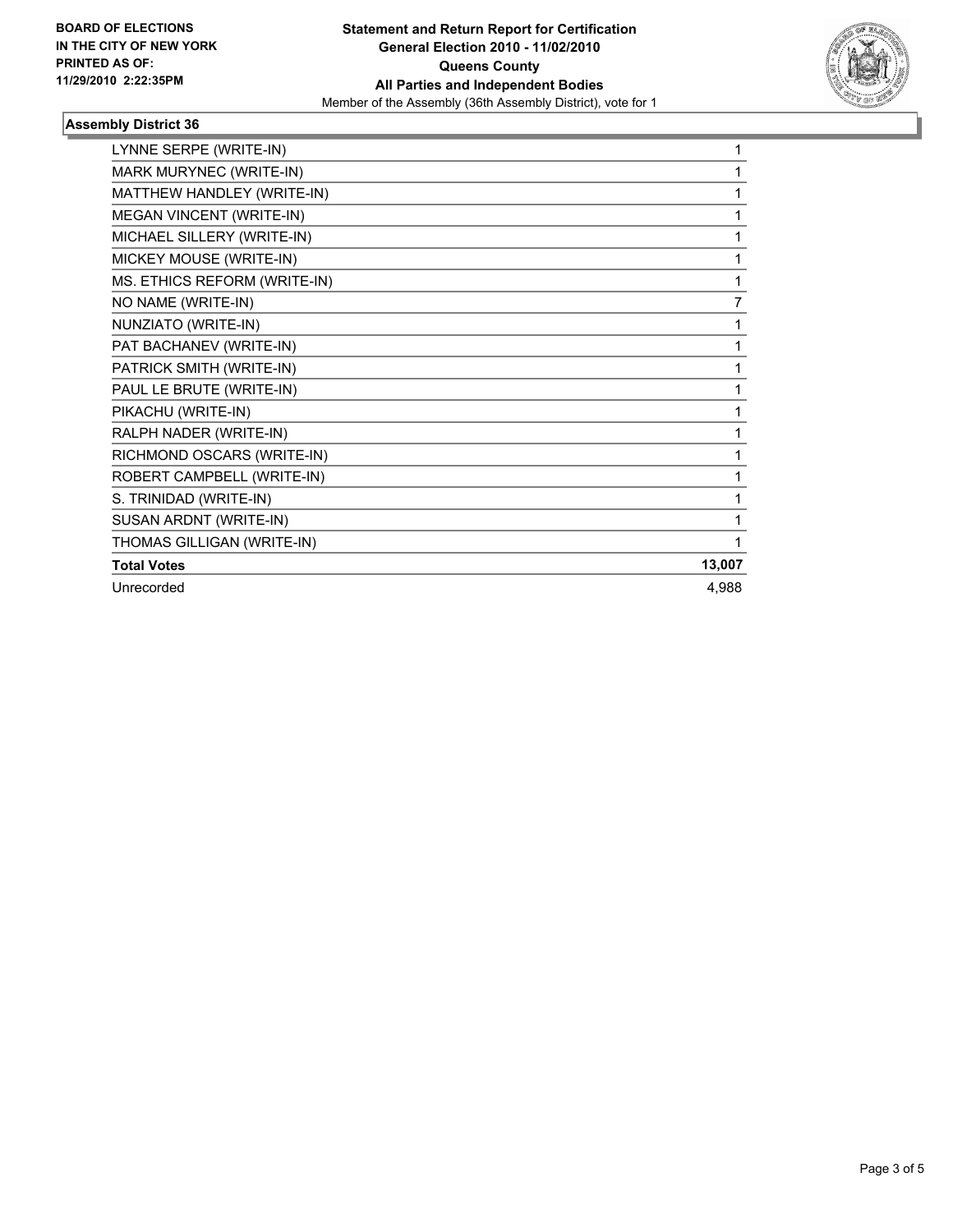**BOARD OF ELECTIONS IN THE CITY OF NEW YORK PRINTED AS OF: 11/29/2010 2:22:35PM**

**Statement and Return Report for Certification**
**General Election 2010 - 11/02/2010**
**Queens County**
**All Parties and Independent Bodies**
Member of the Assembly (36th Assembly District), vote for 1

### Assembly District 36

| | |
|---|---|
| LYNNE SERPE (WRITE-IN) | 1 |
| MARK MURYNEC (WRITE-IN) | 1 |
| MATTHEW HANDLEY (WRITE-IN) | 1 |
| MEGAN VINCENT (WRITE-IN) | 1 |
| MICHAEL SILLERY (WRITE-IN) | 1 |
| MICKEY MOUSE (WRITE-IN) | 1 |
| MS. ETHICS REFORM (WRITE-IN) | 1 |
| NO NAME (WRITE-IN) | 7 |
| NUNZIATO (WRITE-IN) | 1 |
| PAT BACHANEV (WRITE-IN) | 1 |
| PATRICK SMITH (WRITE-IN) | 1 |
| PAUL LE BRUTE (WRITE-IN) | 1 |
| PIKACHU (WRITE-IN) | 1 |
| RALPH NADER (WRITE-IN) | 1 |
| RICHMOND OSCARS (WRITE-IN) | 1 |
| ROBERT CAMPBELL (WRITE-IN) | 1 |
| S. TRINIDAD (WRITE-IN) | 1 |
| SUSAN ARDNT (WRITE-IN) | 1 |
| THOMAS GILLIGAN (WRITE-IN) | 1 |
| **Total Votes** | **13,007** |
| Unrecorded | 4,988 |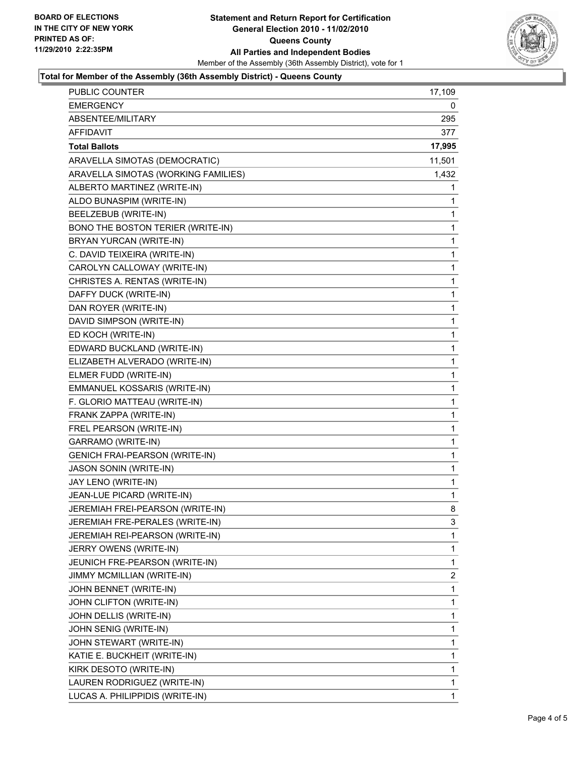**BOARD OF ELECTIONS IN THE CITY OF NEW YORK PRINTED AS OF: 11/29/2010 2:22:35PM**

**Statement and Return Report for Certification**
**General Election 2010 - 11/02/2010**
**Queens County**
**All Parties and Independent Bodies**
Member of the Assembly (36th Assembly District), vote for 1

**Total for Member of the Assembly (36th Assembly District) - Queens County**

| | |
|---|---|
| PUBLIC COUNTER | 17,109 |
| EMERGENCY | 0 |
| ABSENTEE/MILITARY | 295 |
| AFFIDAVIT | 377 |
| **Total Ballots** | **17,995** |
| ARAVELLA SIMOTAS (DEMOCRATIC) | 11,501 |
| ARAVELLA SIMOTAS (WORKING FAMILIES) | 1,432 |
| ALBERTO MARTINEZ (WRITE-IN) | 1 |
| ALDO BUNASPIM (WRITE-IN) | 1 |
| BEELZEBUB (WRITE-IN) | 1 |
| BONO THE BOSTON TERIER (WRITE-IN) | 1 |
| BRYAN YURCAN (WRITE-IN) | 1 |
| C. DAVID TEIXEIRA (WRITE-IN) | 1 |
| CAROLYN CALLOWAY (WRITE-IN) | 1 |
| CHRISTES A. RENTAS (WRITE-IN) | 1 |
| DAFFY DUCK (WRITE-IN) | 1 |
| DAN ROYER (WRITE-IN) | 1 |
| DAVID SIMPSON (WRITE-IN) | 1 |
| ED KOCH (WRITE-IN) | 1 |
| EDWARD BUCKLAND (WRITE-IN) | 1 |
| ELIZABETH ALVERADO (WRITE-IN) | 1 |
| ELMER FUDD (WRITE-IN) | 1 |
| EMMANUEL KOSSARIS (WRITE-IN) | 1 |
| F. GLORIO MATTEAU (WRITE-IN) | 1 |
| FRANK ZAPPA (WRITE-IN) | 1 |
| FREL PEARSON (WRITE-IN) | 1 |
| GARRAMO (WRITE-IN) | 1 |
| GENICH FRAI-PEARSON (WRITE-IN) | 1 |
| JASON SONIN (WRITE-IN) | 1 |
| JAY LENO (WRITE-IN) | 1 |
| JEAN-LUE PICARD (WRITE-IN) | 1 |
| JEREMIAH FREI-PEARSON (WRITE-IN) | 8 |
| JEREMIAH FRE-PERALES (WRITE-IN) | 3 |
| JEREMIAH REI-PEARSON (WRITE-IN) | 1 |
| JERRY OWENS (WRITE-IN) | 1 |
| JEUNICH FRE-PEARSON (WRITE-IN) | 1 |
| JIMMY MCMILLIAN (WRITE-IN) | 2 |
| JOHN BENNET (WRITE-IN) | 1 |
| JOHN CLIFTON (WRITE-IN) | 1 |
| JOHN DELLIS (WRITE-IN) | 1 |
| JOHN SENIG (WRITE-IN) | 1 |
| JOHN STEWART (WRITE-IN) | 1 |
| KATIE E. BUCKHEIT (WRITE-IN) | 1 |
| KIRK DESOTO (WRITE-IN) | 1 |
| LAUREN RODRIGUEZ (WRITE-IN) | 1 |
| LUCAS A. PHILIPPIDIS (WRITE-IN) | 1 |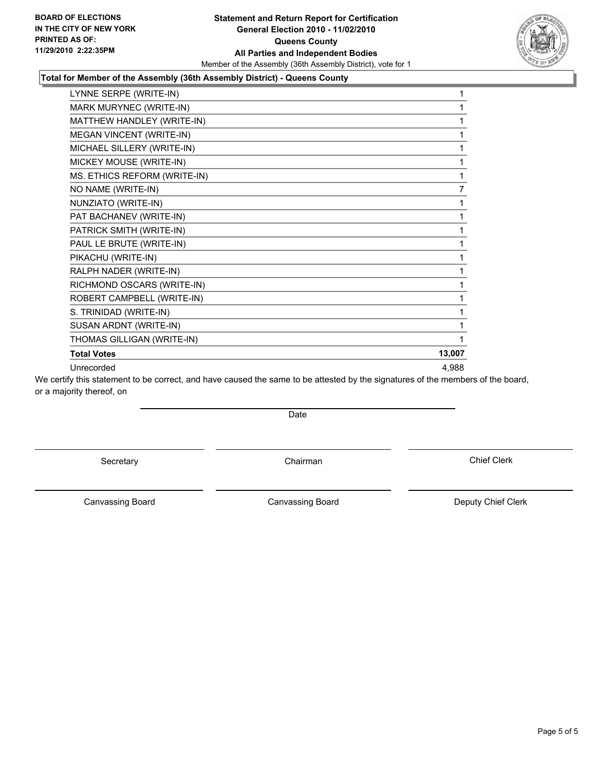**BOARD OF ELECTIONS IN THE CITY OF NEW YORK PRINTED AS OF: 11/29/2010 2:22:35PM**

**Statement and Return Report for Certification**
**General Election 2010 - 11/02/2010**
**Queens County**
**All Parties and Independent Bodies**
Member of the Assembly (36th Assembly District), vote for 1

**Total for Member of the Assembly (36th Assembly District) - Queens County**

| | |
|---|---|
| LYNNE SERPE (WRITE-IN) | 1 |
| MARK MURYNEC (WRITE-IN) | 1 |
| MATTHEW HANDLEY (WRITE-IN) | 1 |
| MEGAN VINCENT (WRITE-IN) | 1 |
| MICHAEL SILLERY (WRITE-IN) | 1 |
| MICKEY MOUSE (WRITE-IN) | 1 |
| MS. ETHICS REFORM (WRITE-IN) | 1 |
| NO NAME (WRITE-IN) | 7 |
| NUNZIATO (WRITE-IN) | 1 |
| PAT BACHANEV (WRITE-IN) | 1 |
| PATRICK SMITH (WRITE-IN) | 1 |
| PAUL LE BRUTE (WRITE-IN) | 1 |
| PIKACHU (WRITE-IN) | 1 |
| RALPH NADER (WRITE-IN) | 1 |
| RICHMOND OSCARS (WRITE-IN) | 1 |
| ROBERT CAMPBELL (WRITE-IN) | 1 |
| S. TRINIDAD (WRITE-IN) | 1 |
| SUSAN ARDNT (WRITE-IN) | 1 |
| THOMAS GILLIGAN (WRITE-IN) | 1 |
| **Total Votes** | **13,007** |
| Unrecorded | 4,988 |

We certify this statement to be correct, and have caused the same to be attested by the signatures of the members of the board, or a majority thereof, on

Date

Secretary

Chairman

Chief Clerk

Canvassing Board

Canvassing Board

Deputy Chief Clerk